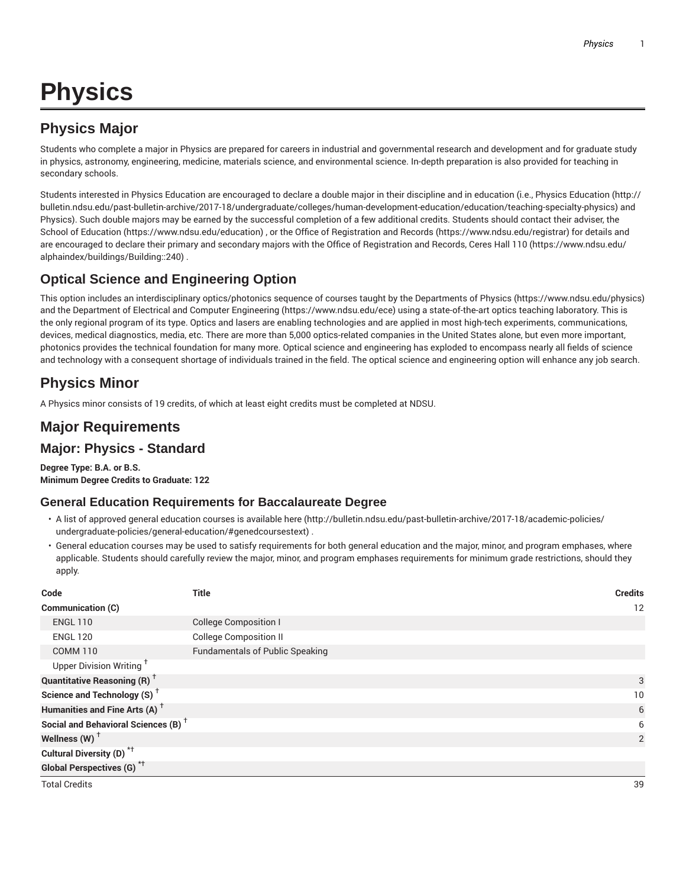# Physics

## Physics Major

Students who complete a major in Physics are prepared for careers in industrial and governmental research and development and for graduate study in physics, astronomy, engineering, medicine, materials science, and environmental science. In-depth preparation is also provided for teaching in secondary schools.

Students interested in Physics Education are encouraged to declare a double major in their discipline and in education (i.e., Physics Education (http://bulletin.ndsu.edu/past-bulletin-archive/2017-18/undergraduate/colleges/human-development-education/education/teaching-specialty-physics) and Physics). Such double majors may be earned by the successful completion of a few additional credits. Students should contact their adviser, the School of Education (https://www.ndsu.edu/education) , or the Office of Registration and Records (https://www.ndsu.edu/registrar) for details and are encouraged to declare their primary and secondary majors with the Office of Registration and Records, Ceres Hall 110 (https://www.ndsu.edu/alphaindex/buildings/Building::240) .

## Optical Science and Engineering Option

This option includes an interdisciplinary optics/photonics sequence of courses taught by the Departments of Physics (https://www.ndsu.edu/physics) and the Department of Electrical and Computer Engineering (https://www.ndsu.edu/ece) using a state-of-the-art optics teaching laboratory. This is the only regional program of its type. Optics and lasers are enabling technologies and are applied in most high-tech experiments, communications, devices, medical diagnostics, media, etc. There are more than 5,000 optics-related companies in the United States alone, but even more important, photonics provides the technical foundation for many more. Optical science and engineering has exploded to encompass nearly all fields of science and technology with a consequent shortage of individuals trained in the field. The optical science and engineering option will enhance any job search.

## Physics Minor

A Physics minor consists of 19 credits, of which at least eight credits must be completed at NDSU.

## Major Requirements

## Major: Physics - Standard

**Degree Type: B.A. or B.S.**
**Minimum Degree Credits to Graduate: 122**

### General Education Requirements for Baccalaureate Degree

- A list of approved general education courses is available here (http://bulletin.ndsu.edu/past-bulletin-archive/2017-18/academic-policies/undergraduate-policies/general-education/#genedcoursestext) .
- General education courses may be used to satisfy requirements for both general education and the major, minor, and program emphases, where applicable. Students should carefully review the major, minor, and program emphases requirements for minimum grade restrictions, should they apply.

| Code | Title | Credits |
|---|---|---|
| **Communication (C)** | | 12 |
| ENGL 110 | College Composition I | |
| ENGL 120 | College Composition II | |
| COMM 110 | Fundamentals of Public Speaking | |
| Upper Division Writing † | | |
| **Quantitative Reasoning (R)** † | | 3 |
| **Science and Technology (S)** † | | 10 |
| **Humanities and Fine Arts (A)** † | | 6 |
| **Social and Behavioral Sciences (B)** † | | 6 |
| **Wellness (W)** † | | 2 |
| **Cultural Diversity (D)** *† | | |
| **Global Perspectives (G)** *† | | |
| Total Credits | | 39 |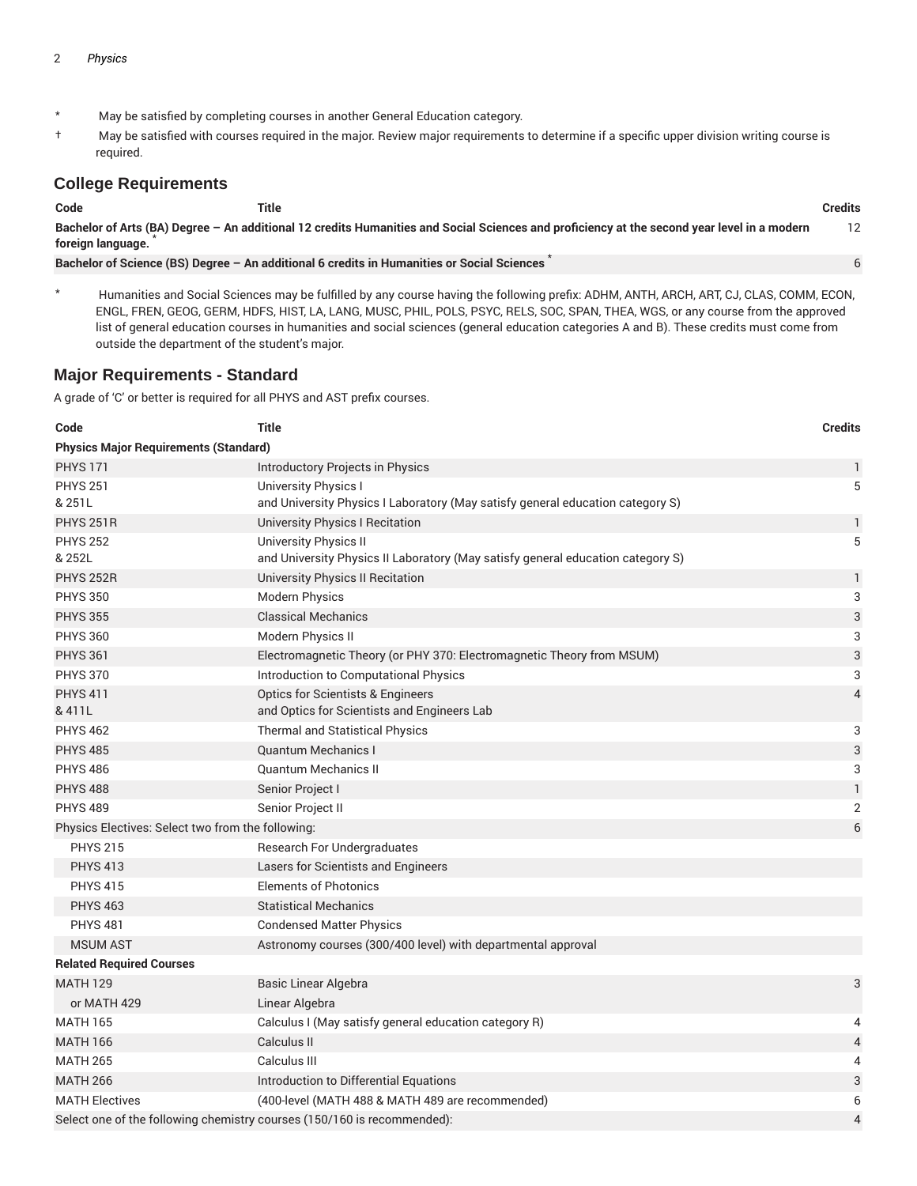\* May be satisfied by completing courses in another General Education category.

† May be satisfied with courses required in the major. Review major requirements to determine if a specific upper division writing course is required.

## College Requirements

| Code | Title | Credits |
|---|---|---|
| **Bachelor of Arts (BA) Degree – An additional 12 credits Humanities and Social Sciences and proficiency at the second year level in a modern foreign language.** * | | 12 |
| **Bachelor of Science (BS) Degree – An additional 6 credits in Humanities or Social Sciences** * | | 6 |

\* Humanities and Social Sciences may be fulfilled by any course having the following prefix: ADHM, ANTH, ARCH, ART, CJ, CLAS, COMM, ECON, ENGL, FREN, GEOG, GERM, HDFS, HIST, LA, LANG, MUSC, PHIL, POLS, PSYC, RELS, SOC, SPAN, THEA, WGS, or any course from the approved list of general education courses in humanities and social sciences (general education categories A and B). These credits must come from outside the department of the student's major.

## Major Requirements - Standard

A grade of 'C' or better is required for all PHYS and AST prefix courses.

| Code | Title | Credits |
|---|---|---|
| **Physics Major Requirements (Standard)** | | |
| PHYS 171 | Introductory Projects in Physics | 1 |
| PHYS 251 & 251L | University Physics I and University Physics I Laboratory (May satisfy general education category S) | 5 |
| PHYS 251R | University Physics I Recitation | 1 |
| PHYS 252 & 252L | University Physics II and University Physics II Laboratory (May satisfy general education category S) | 5 |
| PHYS 252R | University Physics II Recitation | 1 |
| PHYS 350 | Modern Physics | 3 |
| PHYS 355 | Classical Mechanics | 3 |
| PHYS 360 | Modern Physics II | 3 |
| PHYS 361 | Electromagnetic Theory (or PHY 370: Electromagnetic Theory from MSUM) | 3 |
| PHYS 370 | Introduction to Computational Physics | 3 |
| PHYS 411 & 411L | Optics for Scientists & Engineers and Optics for Scientists and Engineers Lab | 4 |
| PHYS 462 | Thermal and Statistical Physics | 3 |
| PHYS 485 | Quantum Mechanics I | 3 |
| PHYS 486 | Quantum Mechanics II | 3 |
| PHYS 488 | Senior Project I | 1 |
| PHYS 489 | Senior Project II | 2 |
| Physics Electives: Select two from the following: | | 6 |
| PHYS 215 | Research For Undergraduates | |
| PHYS 413 | Lasers for Scientists and Engineers | |
| PHYS 415 | Elements of Photonics | |
| PHYS 463 | Statistical Mechanics | |
| PHYS 481 | Condensed Matter Physics | |
| MSUM AST | Astronomy courses (300/400 level) with departmental approval | |
| **Related Required Courses** | | |
| MATH 129 | Basic Linear Algebra | 3 |
| or MATH 429 | Linear Algebra | |
| MATH 165 | Calculus I (May satisfy general education category R) | 4 |
| MATH 166 | Calculus II | 4 |
| MATH 265 | Calculus III | 4 |
| MATH 266 | Introduction to Differential Equations | 3 |
| MATH Electives | (400-level (MATH 488 & MATH 489 are recommended) | 6 |
| Select one of the following chemistry courses (150/160 is recommended): | | 4 |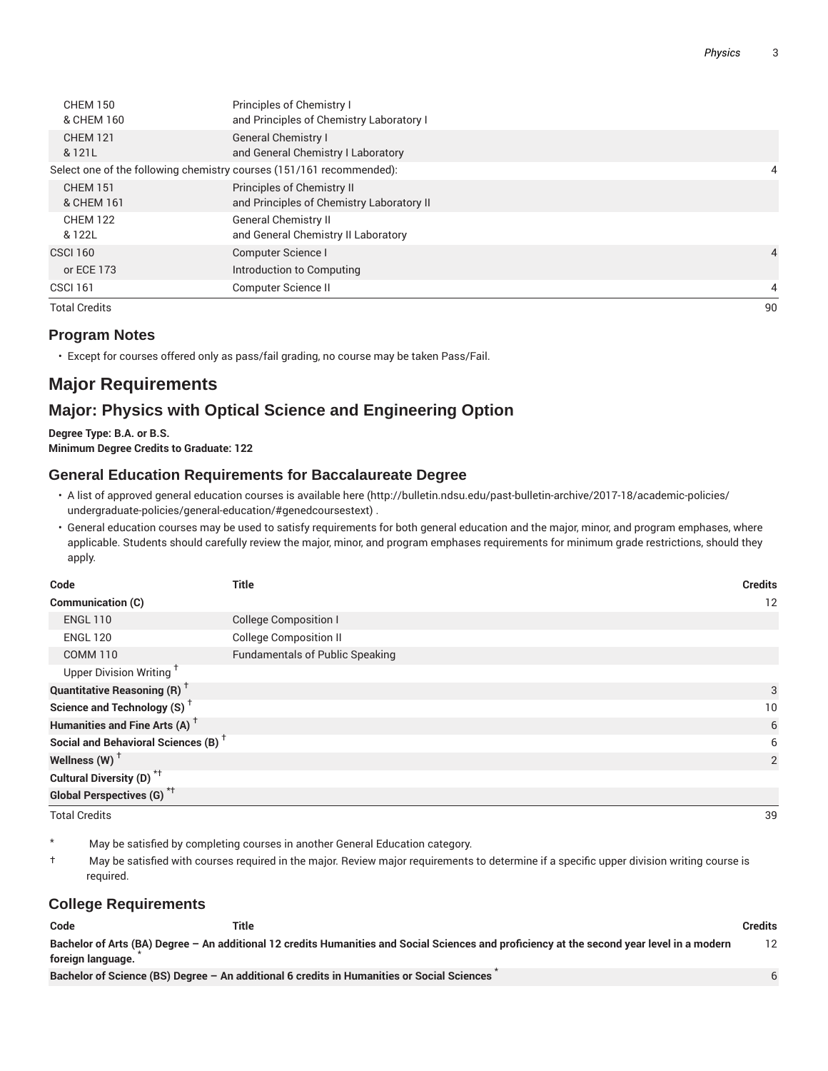| Code | Title | Credits |
|---|---|---|
| CHEM 150 & CHEM 160 | Principles of Chemistry I and Principles of Chemistry Laboratory I | |
| CHEM 121 & 121L | General Chemistry I and General Chemistry I Laboratory | |
| Select one of the following chemistry courses (151/161 recommended): | | 4 |
| CHEM 151 & CHEM 161 | Principles of Chemistry II and Principles of Chemistry Laboratory II | |
| CHEM 122 & 122L | General Chemistry II and General Chemistry II Laboratory | |
| CSCI 160 | Computer Science I | 4 |
| or ECE 173 | Introduction to Computing | |
| CSCI 161 | Computer Science II | 4 |
| Total Credits | | 90 |

### Program Notes

- Except for courses offered only as pass/fail grading, no course may be taken Pass/Fail.

## Major Requirements

## Major: Physics with Optical Science and Engineering Option

**Degree Type: B.A. or B.S.**
**Minimum Degree Credits to Graduate: 122**

### General Education Requirements for Baccalaureate Degree

- A list of approved general education courses is available here (http://bulletin.ndsu.edu/past-bulletin-archive/2017-18/academic-policies/undergraduate-policies/general-education/#genedcoursestext) .
- General education courses may be used to satisfy requirements for both general education and the major, minor, and program emphases, where applicable. Students should carefully review the major, minor, and program emphases requirements for minimum grade restrictions, should they apply.

| Code | Title | Credits |
|---|---|---|
| **Communication (C)** | | 12 |
| ENGL 110 | College Composition I | |
| ENGL 120 | College Composition II | |
| COMM 110 | Fundamentals of Public Speaking | |
| Upper Division Writing † | | |
| **Quantitative Reasoning (R) †** | | 3 |
| **Science and Technology (S) †** | | 10 |
| **Humanities and Fine Arts (A) †** | | 6 |
| **Social and Behavioral Sciences (B) †** | | 6 |
| **Wellness (W) †** | | 2 |
| **Cultural Diversity (D) *†** | | |
| **Global Perspectives (G) *†** | | |
| Total Credits | | 39 |

\* May be satisfied by completing courses in another General Education category.

† May be satisfied with courses required in the major. Review major requirements to determine if a specific upper division writing course is required.

### College Requirements

| Code | Title | Credits |
|---|---|---|
| **Bachelor of Arts (BA) Degree – An additional 12 credits Humanities and Social Sciences and proficiency at the second year level in a modern foreign language. \*** | | 12 |
| **Bachelor of Science (BS) Degree – An additional 6 credits in Humanities or Social Sciences \*** | | 6 |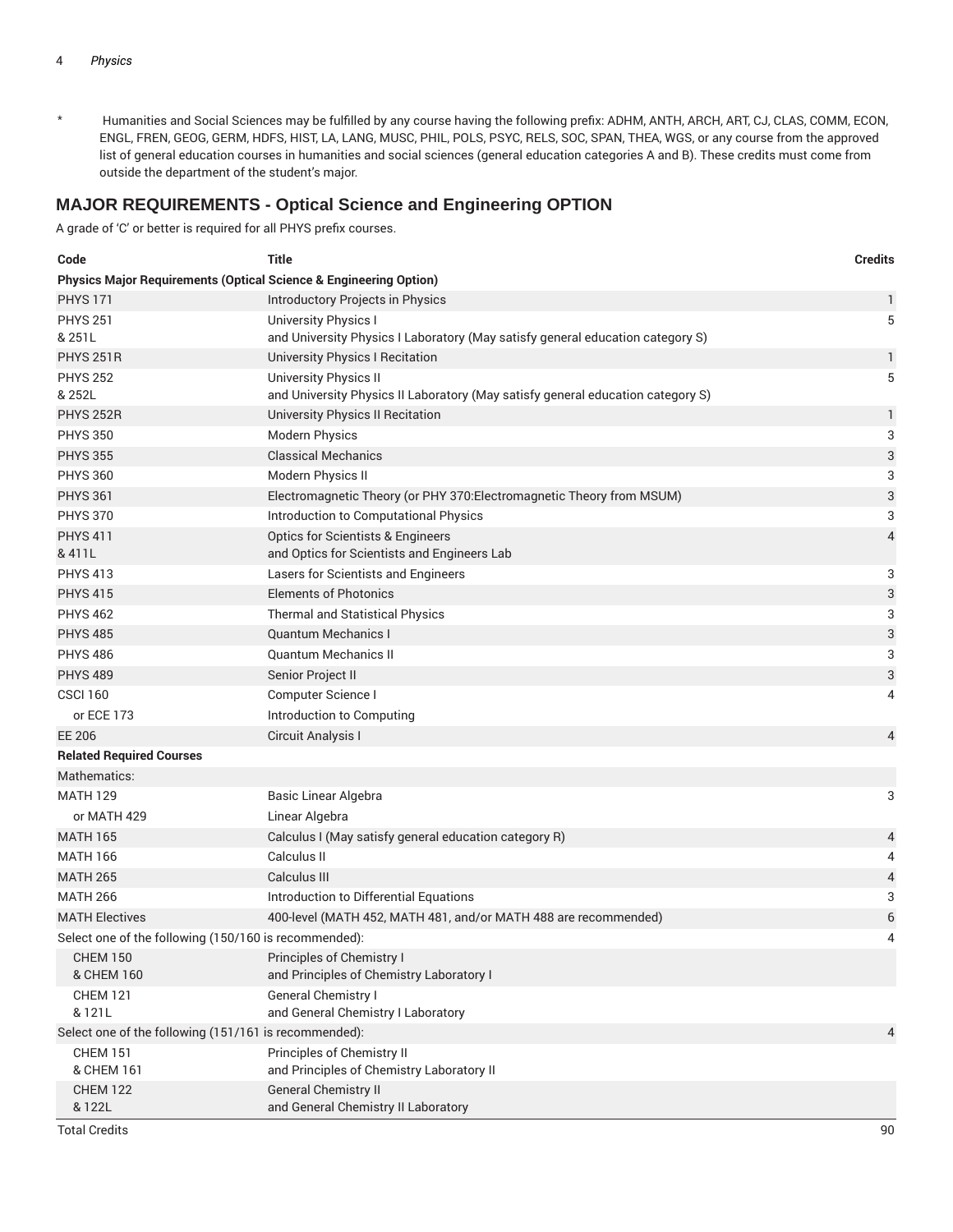\* Humanities and Social Sciences may be fulfilled by any course having the following prefix: ADHM, ANTH, ARCH, ART, CJ, CLAS, COMM, ECON, ENGL, FREN, GEOG, GERM, HDFS, HIST, LA, LANG, MUSC, PHIL, POLS, PSYC, RELS, SOC, SPAN, THEA, WGS, or any course from the approved list of general education courses in humanities and social sciences (general education categories A and B). These credits must come from outside the department of the student's major.

## MAJOR REQUIREMENTS - Optical Science and Engineering OPTION

A grade of 'C' or better is required for all PHYS prefix courses.

| Code | Title | Credits |
|---|---|---|
| **Physics Major Requirements (Optical Science & Engineering Option)** | | |
| PHYS 171 | Introductory Projects in Physics | 1 |
| PHYS 251 & 251L | University Physics I and University Physics I Laboratory (May satisfy general education category S) | 5 |
| PHYS 251R | University Physics I Recitation | 1 |
| PHYS 252 & 252L | University Physics II and University Physics II Laboratory (May satisfy general education category S) | 5 |
| PHYS 252R | University Physics II Recitation | 1 |
| PHYS 350 | Modern Physics | 3 |
| PHYS 355 | Classical Mechanics | 3 |
| PHYS 360 | Modern Physics II | 3 |
| PHYS 361 | Electromagnetic Theory (or PHY 370:Electromagnetic Theory from MSUM) | 3 |
| PHYS 370 | Introduction to Computational Physics | 3 |
| PHYS 411 & 411L | Optics for Scientists & Engineers and Optics for Scientists and Engineers Lab | 4 |
| PHYS 413 | Lasers for Scientists and Engineers | 3 |
| PHYS 415 | Elements of Photonics | 3 |
| PHYS 462 | Thermal and Statistical Physics | 3 |
| PHYS 485 | Quantum Mechanics I | 3 |
| PHYS 486 | Quantum Mechanics II | 3 |
| PHYS 489 | Senior Project II | 3 |
| CSCI 160 | Computer Science I | 4 |
| or ECE 173 | Introduction to Computing | |
| EE 206 | Circuit Analysis I | 4 |
| **Related Required Courses** | | |
| Mathematics: | | |
| MATH 129 | Basic Linear Algebra | 3 |
| or MATH 429 | Linear Algebra | |
| MATH 165 | Calculus I (May satisfy general education category R) | 4 |
| MATH 166 | Calculus II | 4 |
| MATH 265 | Calculus III | 4 |
| MATH 266 | Introduction to Differential Equations | 3 |
| MATH Electives | 400-level (MATH 452, MATH 481, and/or MATH 488 are recommended) | 6 |
| Select one of the following (150/160 is recommended): | | 4 |
| CHEM 150 & CHEM 160 | Principles of Chemistry I and Principles of Chemistry Laboratory I | |
| CHEM 121 & 121L | General Chemistry I and General Chemistry I Laboratory | |
| Select one of the following (151/161 is recommended): | | 4 |
| CHEM 151 & CHEM 161 | Principles of Chemistry II and Principles of Chemistry Laboratory II | |
| CHEM 122 & 122L | General Chemistry II and General Chemistry II Laboratory | |
| Total Credits | | 90 |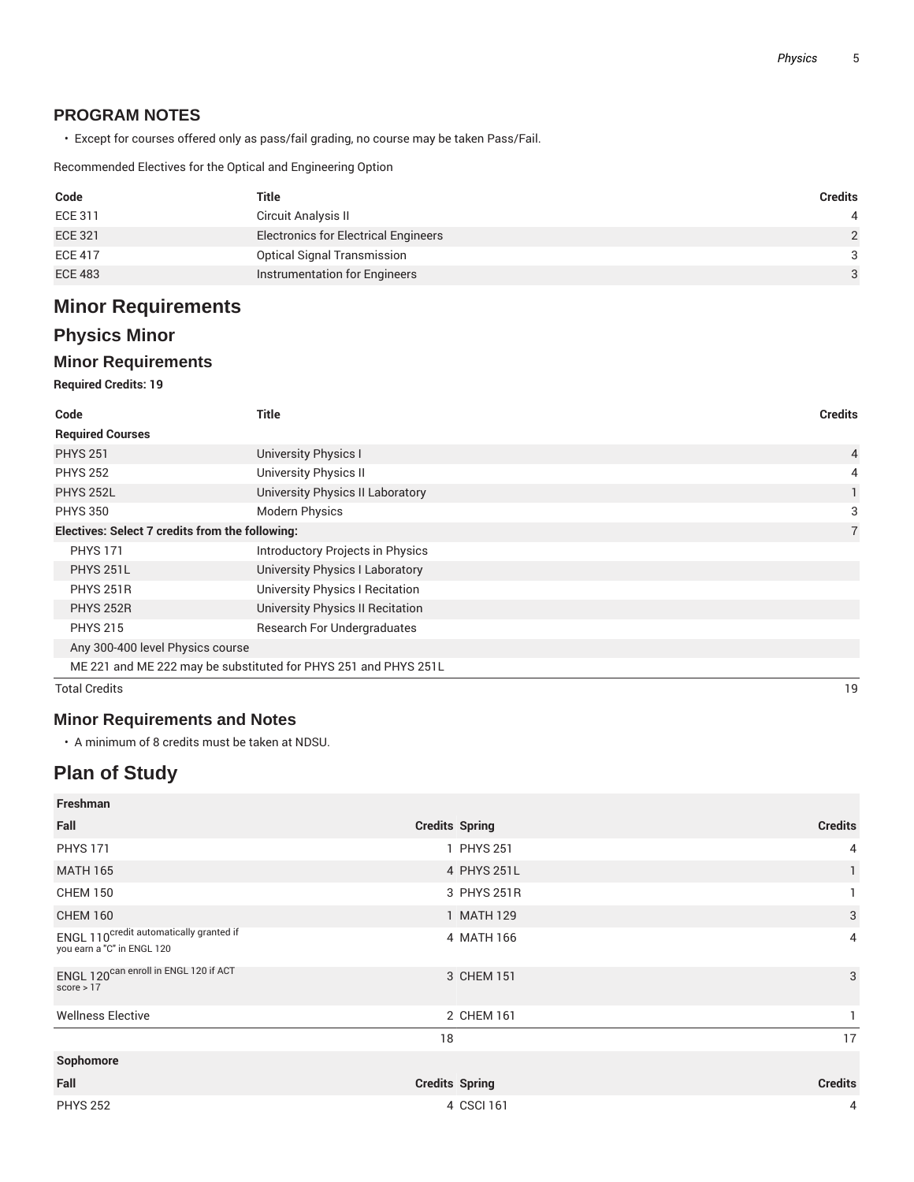## PROGRAM NOTES

- Except for courses offered only as pass/fail grading, no course may be taken Pass/Fail.

Recommended Electives for the Optical and Engineering Option

| Code | Title | Credits |
|---|---|---|
| ECE 311 | Circuit Analysis II | 4 |
| ECE 321 | Electronics for Electrical Engineers | 2 |
| ECE 417 | Optical Signal Transmission | 3 |
| ECE 483 | Instrumentation for Engineers | 3 |

# Minor Requirements

## Physics Minor

### Minor Requirements

**Required Credits: 19**

| Code | Title | Credits |
|---|---|---|
| **Required Courses** | | |
| PHYS 251 | University Physics I | 4 |
| PHYS 252 | University Physics II | 4 |
| PHYS 252L | University Physics II Laboratory | 1 |
| PHYS 350 | Modern Physics | 3 |
| **Electives: Select 7 credits from the following:** | | 7 |
| PHYS 171 | Introductory Projects in Physics | |
| PHYS 251L | University Physics I Laboratory | |
| PHYS 251R | University Physics I Recitation | |
| PHYS 252R | University Physics II Recitation | |
| PHYS 215 | Research For Undergraduates | |
| Any 300-400 level Physics course | | |
| ME 221 and ME 222 may be substituted for PHYS 251 and PHYS 251L | | |
| Total Credits | | 19 |

### Minor Requirements and Notes

- A minimum of 8 credits must be taken at NDSU.

# Plan of Study

| Freshman | | | |
|---|---|---|---|
| **Fall** | **Credits** | **Spring** | **Credits** |
| PHYS 171 | 1 | PHYS 251 | 4 |
| MATH 165 | 4 | PHYS 251L | 1 |
| CHEM 150 | 3 | PHYS 251R | 1 |
| CHEM 160 | 1 | MATH 129 | 3 |
| ENGL 110 credit automatically granted if you earn a "C" in ENGL 120 | 4 | MATH 166 | 4 |
| ENGL 120 can enroll in ENGL 120 if ACT score > 17 | 3 | CHEM 151 | 3 |
| Wellness Elective | 2 | CHEM 161 | 1 |
| | 18 | | 17 |
| **Sophomore** | | | |
| **Fall** | **Credits** | **Spring** | **Credits** |
| PHYS 252 | 4 | CSCI 161 | 4 |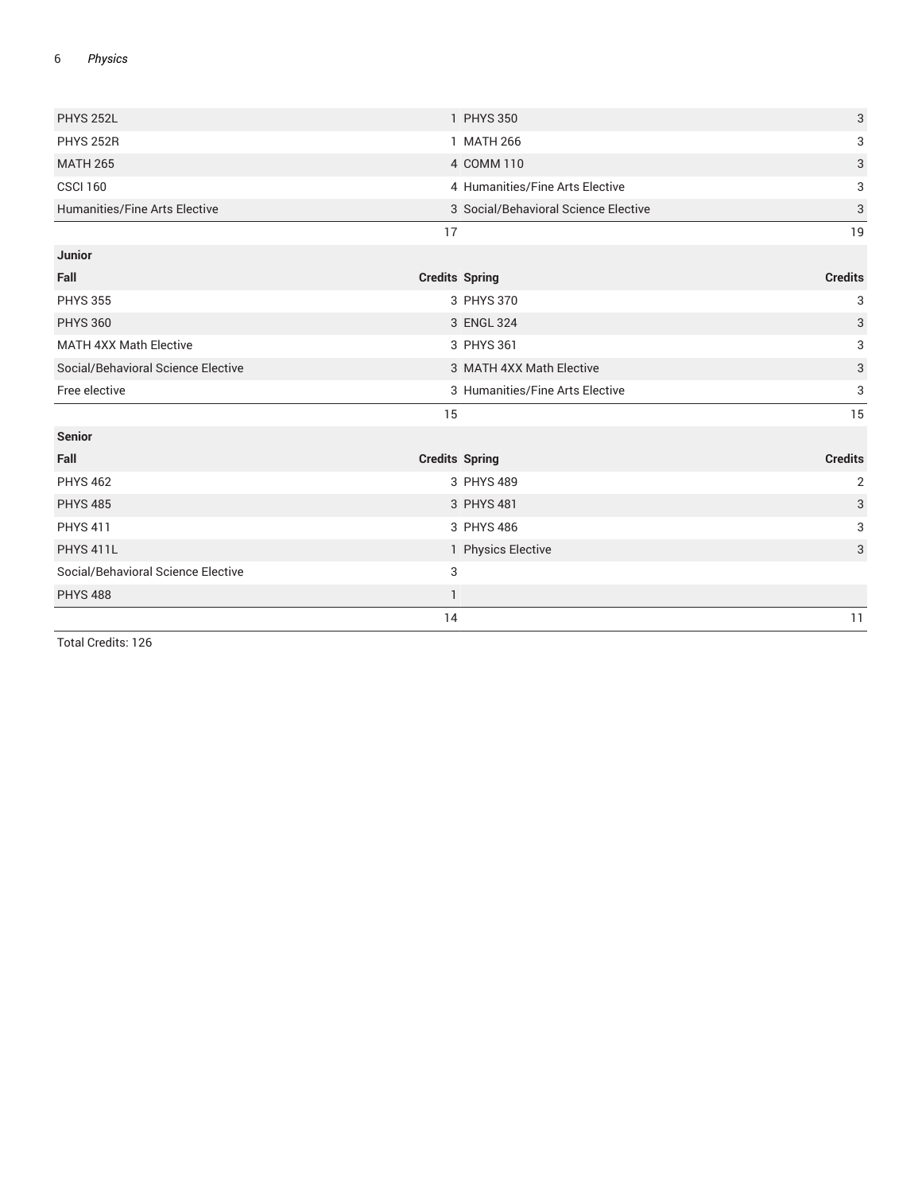| | | | |
|---|---|---|---|
| PHYS 252L | 1 | PHYS 350 | 3 |
| PHYS 252R | 1 | MATH 266 | 3 |
| MATH 265 | 4 | COMM 110 | 3 |
| CSCI 160 | 4 | Humanities/Fine Arts Elective | 3 |
| Humanities/Fine Arts Elective | 3 | Social/Behavioral Science Elective | 3 |
| | 17 | | 19 |
| **Junior** | | | |
| **Fall** | **Credits** | **Spring** | **Credits** |
| PHYS 355 | 3 | PHYS 370 | 3 |
| PHYS 360 | 3 | ENGL 324 | 3 |
| MATH 4XX Math Elective | 3 | PHYS 361 | 3 |
| Social/Behavioral Science Elective | 3 | MATH 4XX Math Elective | 3 |
| Free elective | 3 | Humanities/Fine Arts Elective | 3 |
| | 15 | | 15 |
| **Senior** | | | |
| **Fall** | **Credits** | **Spring** | **Credits** |
| PHYS 462 | 3 | PHYS 489 | 2 |
| PHYS 485 | 3 | PHYS 481 | 3 |
| PHYS 411 | 3 | PHYS 486 | 3 |
| PHYS 411L | 1 | Physics Elective | 3 |
| Social/Behavioral Science Elective | 3 | | |
| PHYS 488 | 1 | | |
| | 14 | | 11 |

Total Credits: 126